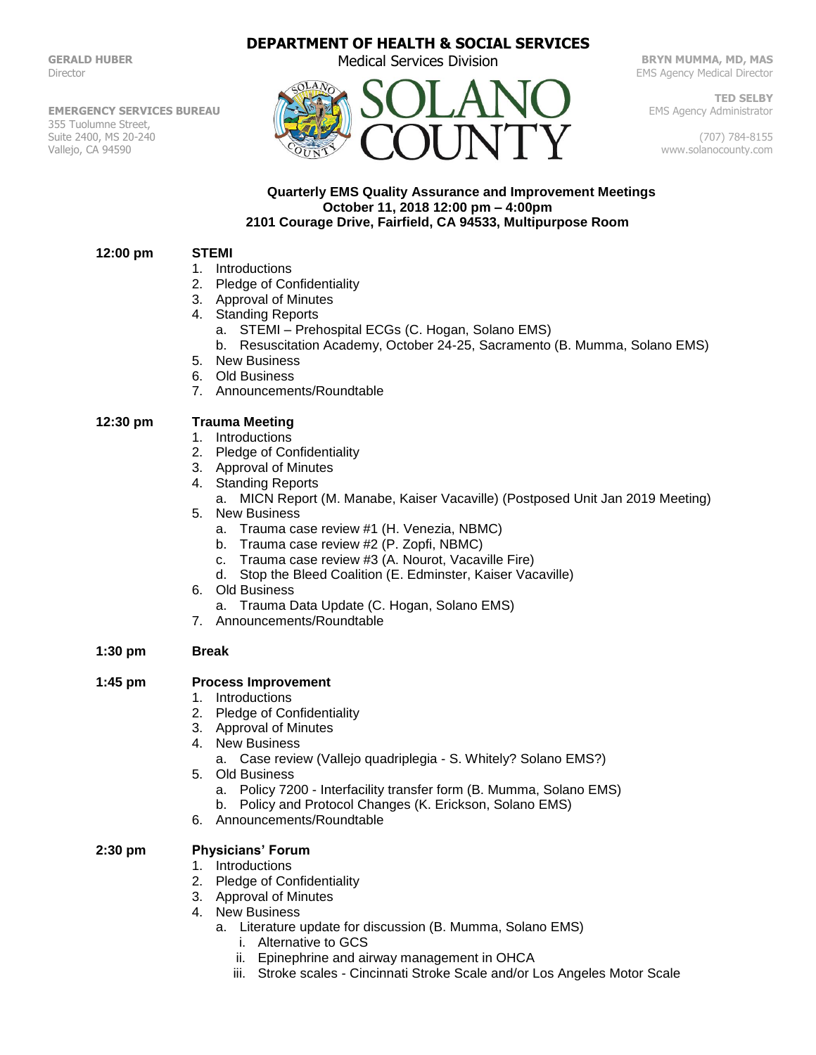GERALD HUBER
Director

EMERGENCY SERVICES BUREAU
355 Tuolumne Street,
Suite 2400, MS 20-240
Vallejo, CA 94590

# DEPARTMENT OF HEALTH & SOCIAL SERVICES

Medical Services Division

SOLANO COUNTY

BRYN MUMMA, MD, MAS
EMS Agency Medical Director

TED SELBY
EMS Agency Administrator

(707) 784-8155
www.solanocounty.com

## Quarterly EMS Quality Assurance and Improvement Meetings
**October 11, 2018 12:00 pm – 4:00pm**
**2101 Courage Drive, Fairfield, CA 94533, Multipurpose Room**

**12:00 pm** **STEMI**

1. Introductions
2. Pledge of Confidentiality
3. Approval of Minutes
4. Standing Reports
   a. STEMI – Prehospital ECGs (C. Hogan, Solano EMS)
   b. Resuscitation Academy, October 24-25, Sacramento (B. Mumma, Solano EMS)
5. New Business
6. Old Business
7. Announcements/Roundtable

**12:30 pm** **Trauma Meeting**

1. Introductions
2. Pledge of Confidentiality
3. Approval of Minutes
4. Standing Reports
   a. MICN Report (M. Manabe, Kaiser Vacaville) (Postposed Unit Jan 2019 Meeting)
5. New Business
   a. Trauma case review #1 (H. Venezia, NBMC)
   b. Trauma case review #2 (P. Zopfi, NBMC)
   c. Trauma case review #3 (A. Nourot, Vacaville Fire)
   d. Stop the Bleed Coalition (E. Edminster, Kaiser Vacaville)
6. Old Business
   a. Trauma Data Update (C. Hogan, Solano EMS)
7. Announcements/Roundtable

**1:30 pm** **Break**

**1:45 pm** **Process Improvement**

1. Introductions
2. Pledge of Confidentiality
3. Approval of Minutes
4. New Business
   a. Case review (Vallejo quadriplegia - S. Whitely? Solano EMS?)
5. Old Business
   a. Policy 7200 - Interfacility transfer form (B. Mumma, Solano EMS)
   b. Policy and Protocol Changes (K. Erickson, Solano EMS)
6. Announcements/Roundtable

**2:30 pm** **Physicians' Forum**

1. Introductions
2. Pledge of Confidentiality
3. Approval of Minutes
4. New Business
   a. Literature update for discussion (B. Mumma, Solano EMS)
      i. Alternative to GCS
      ii. Epinephrine and airway management in OHCA
      iii. Stroke scales - Cincinnati Stroke Scale and/or Los Angeles Motor Scale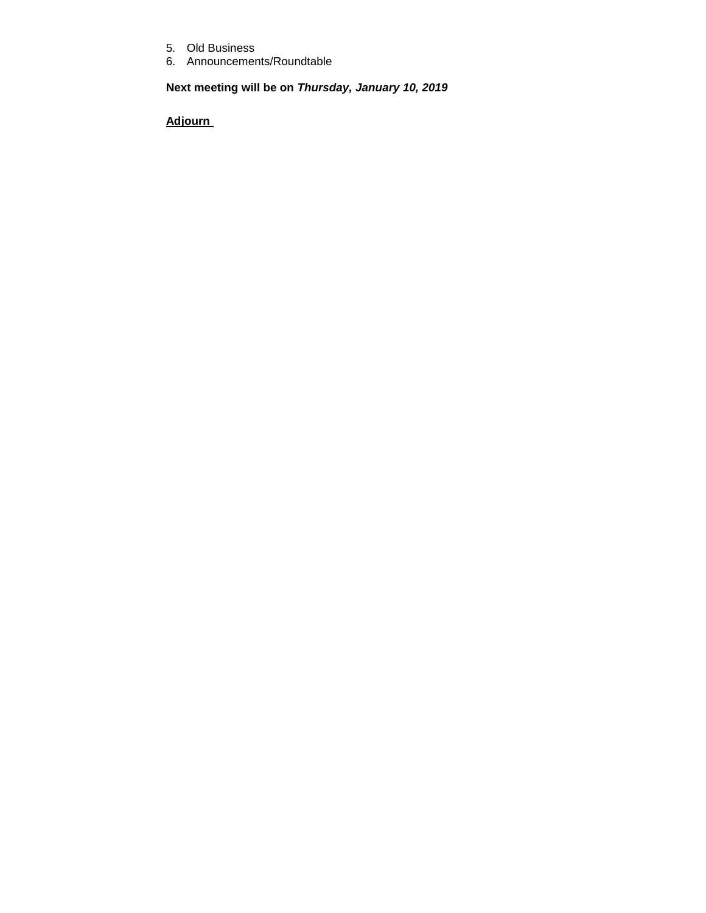5. Old Business
6. Announcements/Roundtable

**Next meeting will be on *Thursday, January 10, 2019***

**<u>Adjourn</u>**